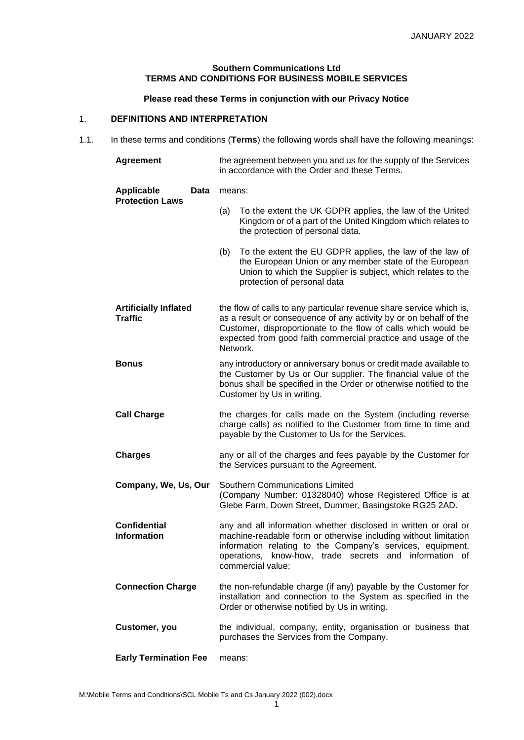**Southern Communications Ltd**
**TERMS AND CONDITIONS FOR BUSINESS MOBILE SERVICES**

**Please read these Terms in conjunction with our Privacy Notice**

## 1. DEFINITIONS AND INTERPRETATION

1.1. In these terms and conditions (**Terms**) the following words shall have the following meanings:

| | |
|---|---|
| **Agreement** | the agreement between you and us for the supply of the Services in accordance with the Order and these Terms. |
| **Applicable Data Protection Laws** | means:<br>(a) To the extent the UK GDPR applies, the law of the United Kingdom or of a part of the United Kingdom which relates to the protection of personal data.<br>(b) To the extent the EU GDPR applies, the law of the law of the European Union or any member state of the European Union to which the Supplier is subject, which relates to the protection of personal data |
| **Artificially Inflated Traffic** | the flow of calls to any particular revenue share service which is, as a result or consequence of any activity by or on behalf of the Customer, disproportionate to the flow of calls which would be expected from good faith commercial practice and usage of the Network. |
| **Bonus** | any introductory or anniversary bonus or credit made available to the Customer by Us or Our supplier. The financial value of the bonus shall be specified in the Order or otherwise notified to the Customer by Us in writing. |
| **Call Charge** | the charges for calls made on the System (including reverse charge calls) as notified to the Customer from time to time and payable by the Customer to Us for the Services. |
| **Charges** | any or all of the charges and fees payable by the Customer for the Services pursuant to the Agreement. |
| **Company, We, Us, Our** | Southern Communications Limited<br>(Company Number: 01328040) whose Registered Office is at Glebe Farm, Down Street, Dummer, Basingstoke RG25 2AD. |
| **Confidential Information** | any and all information whether disclosed in written or oral or machine-readable form or otherwise including without limitation information relating to the Company's services, equipment, operations, know-how, trade secrets and information of commercial value; |
| **Connection Charge** | the non-refundable charge (if any) payable by the Customer for installation and connection to the System as specified in the Order or otherwise notified by Us in writing. |
| **Customer, you** | the individual, company, entity, organisation or business that purchases the Services from the Company. |
| **Early Termination Fee** | means: |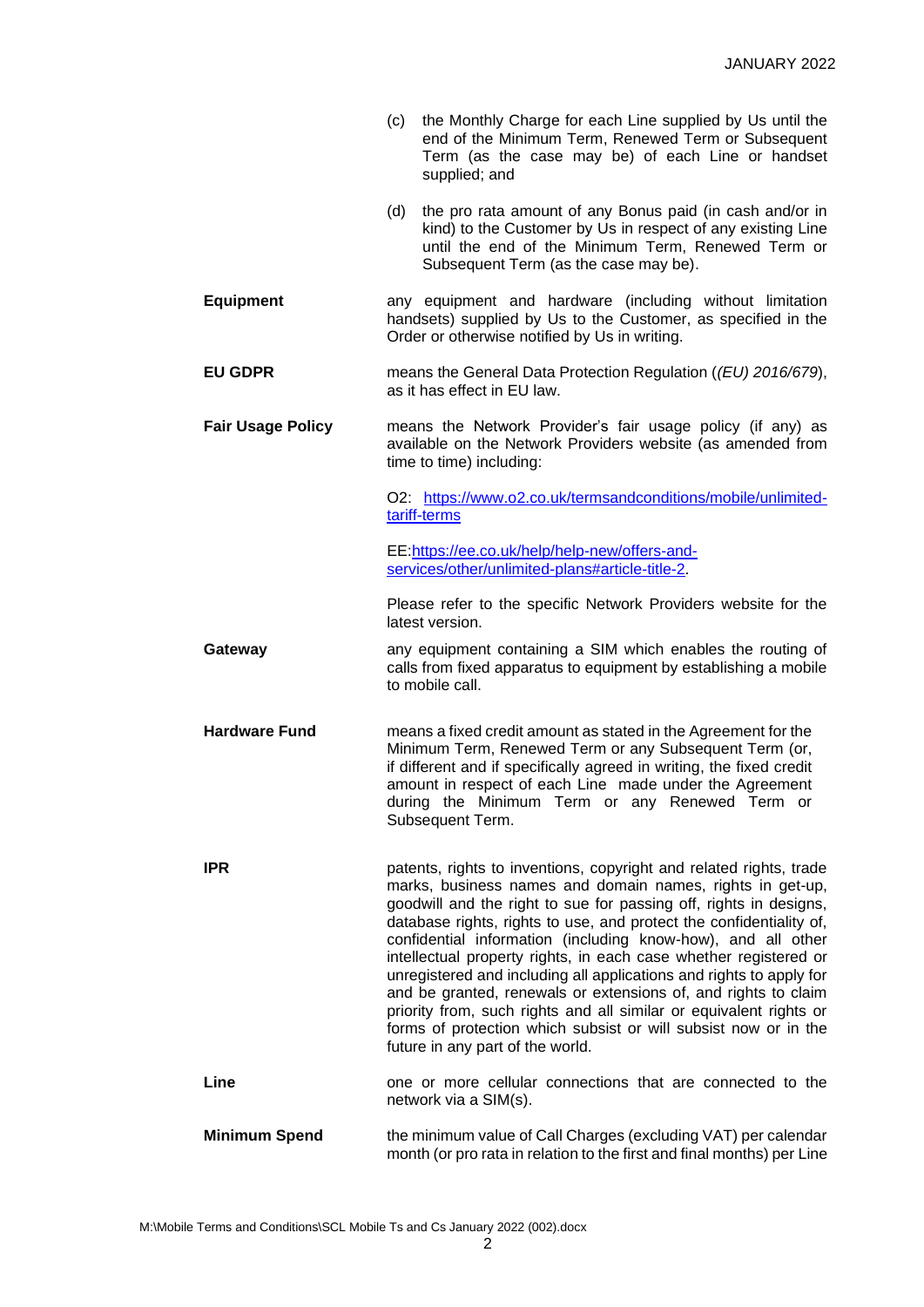(c) the Monthly Charge for each Line supplied by Us until the end of the Minimum Term, Renewed Term or Subsequent Term (as the case may be) of each Line or handset supplied; and

(d) the pro rata amount of any Bonus paid (in cash and/or in kind) to the Customer by Us in respect of any existing Line until the end of the Minimum Term, Renewed Term or Subsequent Term (as the case may be).

| | |
|---|---|
| **Equipment** | any equipment and hardware (including without limitation handsets) supplied by Us to the Customer, as specified in the Order or otherwise notified by Us in writing. |
| **EU GDPR** | means the General Data Protection Regulation (*(EU) 2016/679*), as it has effect in EU law. |
| **Fair Usage Policy** | means the Network Provider's fair usage policy (if any) as available on the Network Providers website (as amended from time to time) including:<br><br>O2: [https://www.o2.co.uk/termsandconditions/mobile/unlimited-tariff-terms](https://www.o2.co.uk/termsandconditions/mobile/unlimited-tariff-terms)<br><br>EE:[https://ee.co.uk/help/help-new/offers-and-services/other/unlimited-plans#article-title-2](https://ee.co.uk/help/help-new/offers-and-services/other/unlimited-plans#article-title-2).<br><br>Please refer to the specific Network Providers website for the latest version. |
| **Gateway** | any equipment containing a SIM which enables the routing of calls from fixed apparatus to equipment by establishing a mobile to mobile call. |
| **Hardware Fund** | means a fixed credit amount as stated in the Agreement for the Minimum Term, Renewed Term or any Subsequent Term (or, if different and if specifically agreed in writing, the fixed credit amount in respect of each Line made under the Agreement during the Minimum Term or any Renewed Term or Subsequent Term. |
| **IPR** | patents, rights to inventions, copyright and related rights, trade marks, business names and domain names, rights in get-up, goodwill and the right to sue for passing off, rights in designs, database rights, rights to use, and protect the confidentiality of, confidential information (including know-how), and all other intellectual property rights, in each case whether registered or unregistered and including all applications and rights to apply for and be granted, renewals or extensions of, and rights to claim priority from, such rights and all similar or equivalent rights or forms of protection which subsist or will subsist now or in the future in any part of the world. |
| **Line** | one or more cellular connections that are connected to the network via a SIM(s). |
| **Minimum Spend** | the minimum value of Call Charges (excluding VAT) per calendar month (or pro rata in relation to the first and final months) per Line |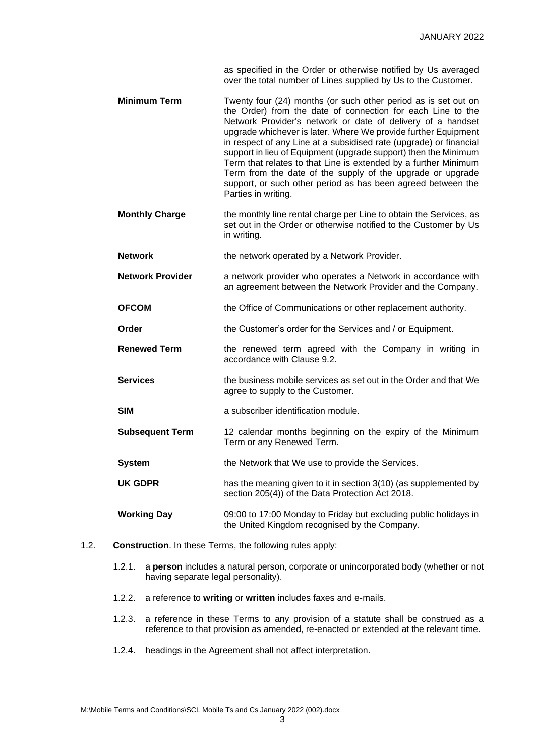as specified in the Order or otherwise notified by Us averaged over the total number of Lines supplied by Us to the Customer.

| | |
|---|---|
| **Minimum Term** | Twenty four (24) months (or such other period as is set out on the Order) from the date of connection for each Line to the Network Provider's network or date of delivery of a handset upgrade whichever is later. Where We provide further Equipment in respect of any Line at a subsidised rate (upgrade) or financial support in lieu of Equipment (upgrade support) then the Minimum Term that relates to that Line is extended by a further Minimum Term from the date of the supply of the upgrade or upgrade support, or such other period as has been agreed between the Parties in writing. |
| **Monthly Charge** | the monthly line rental charge per Line to obtain the Services, as set out in the Order or otherwise notified to the Customer by Us in writing. |
| **Network** | the network operated by a Network Provider. |
| **Network Provider** | a network provider who operates a Network in accordance with an agreement between the Network Provider and the Company. |
| **OFCOM** | the Office of Communications or other replacement authority. |
| **Order** | the Customer's order for the Services and / or Equipment. |
| **Renewed Term** | the renewed term agreed with the Company in writing in accordance with Clause 9.2. |
| **Services** | the business mobile services as set out in the Order and that We agree to supply to the Customer. |
| **SIM** | a subscriber identification module. |
| **Subsequent Term** | 12 calendar months beginning on the expiry of the Minimum Term or any Renewed Term. |
| **System** | the Network that We use to provide the Services. |
| **UK GDPR** | has the meaning given to it in section 3(10) (as supplemented by section 205(4)) of the Data Protection Act 2018. |
| **Working Day** | 09:00 to 17:00 Monday to Friday but excluding public holidays in the United Kingdom recognised by the Company. |

1.2. **Construction**. In these Terms, the following rules apply:

1.2.1. a **person** includes a natural person, corporate or unincorporated body (whether or not having separate legal personality).

1.2.2. a reference to **writing** or **written** includes faxes and e-mails.

1.2.3. a reference in these Terms to any provision of a statute shall be construed as a reference to that provision as amended, re-enacted or extended at the relevant time.

1.2.4. headings in the Agreement shall not affect interpretation.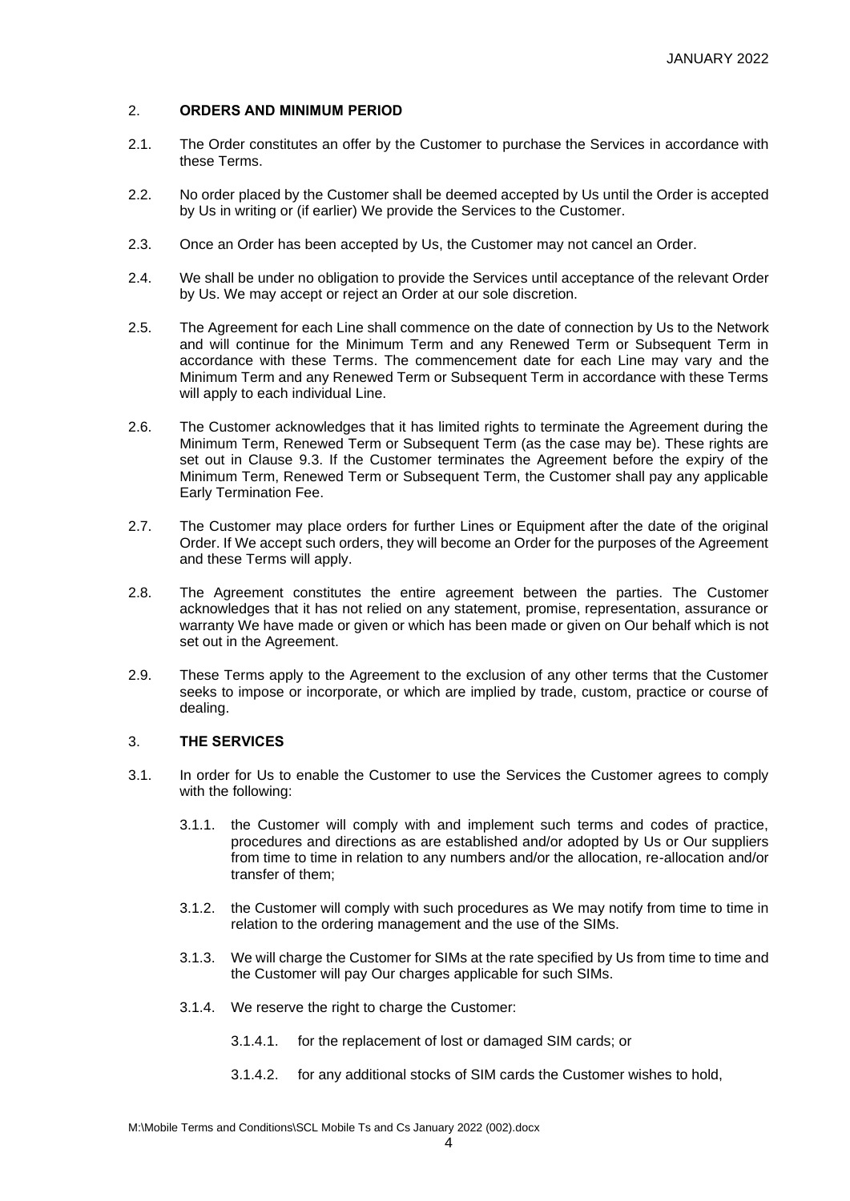## 2. ORDERS AND MINIMUM PERIOD

2.1. The Order constitutes an offer by the Customer to purchase the Services in accordance with these Terms.

2.2. No order placed by the Customer shall be deemed accepted by Us until the Order is accepted by Us in writing or (if earlier) We provide the Services to the Customer.

2.3. Once an Order has been accepted by Us, the Customer may not cancel an Order.

2.4. We shall be under no obligation to provide the Services until acceptance of the relevant Order by Us. We may accept or reject an Order at our sole discretion.

2.5. The Agreement for each Line shall commence on the date of connection by Us to the Network and will continue for the Minimum Term and any Renewed Term or Subsequent Term in accordance with these Terms. The commencement date for each Line may vary and the Minimum Term and any Renewed Term or Subsequent Term in accordance with these Terms will apply to each individual Line.

2.6. The Customer acknowledges that it has limited rights to terminate the Agreement during the Minimum Term, Renewed Term or Subsequent Term (as the case may be). These rights are set out in Clause 9.3. If the Customer terminates the Agreement before the expiry of the Minimum Term, Renewed Term or Subsequent Term, the Customer shall pay any applicable Early Termination Fee.

2.7. The Customer may place orders for further Lines or Equipment after the date of the original Order. If We accept such orders, they will become an Order for the purposes of the Agreement and these Terms will apply.

2.8. The Agreement constitutes the entire agreement between the parties. The Customer acknowledges that it has not relied on any statement, promise, representation, assurance or warranty We have made or given or which has been made or given on Our behalf which is not set out in the Agreement.

2.9. These Terms apply to the Agreement to the exclusion of any other terms that the Customer seeks to impose or incorporate, or which are implied by trade, custom, practice or course of dealing.

## 3. THE SERVICES

3.1. In order for Us to enable the Customer to use the Services the Customer agrees to comply with the following:

3.1.1. the Customer will comply with and implement such terms and codes of practice, procedures and directions as are established and/or adopted by Us or Our suppliers from time to time in relation to any numbers and/or the allocation, re-allocation and/or transfer of them;

3.1.2. the Customer will comply with such procedures as We may notify from time to time in relation to the ordering management and the use of the SIMs.

3.1.3. We will charge the Customer for SIMs at the rate specified by Us from time to time and the Customer will pay Our charges applicable for such SIMs.

3.1.4. We reserve the right to charge the Customer:

3.1.4.1. for the replacement of lost or damaged SIM cards; or

3.1.4.2. for any additional stocks of SIM cards the Customer wishes to hold,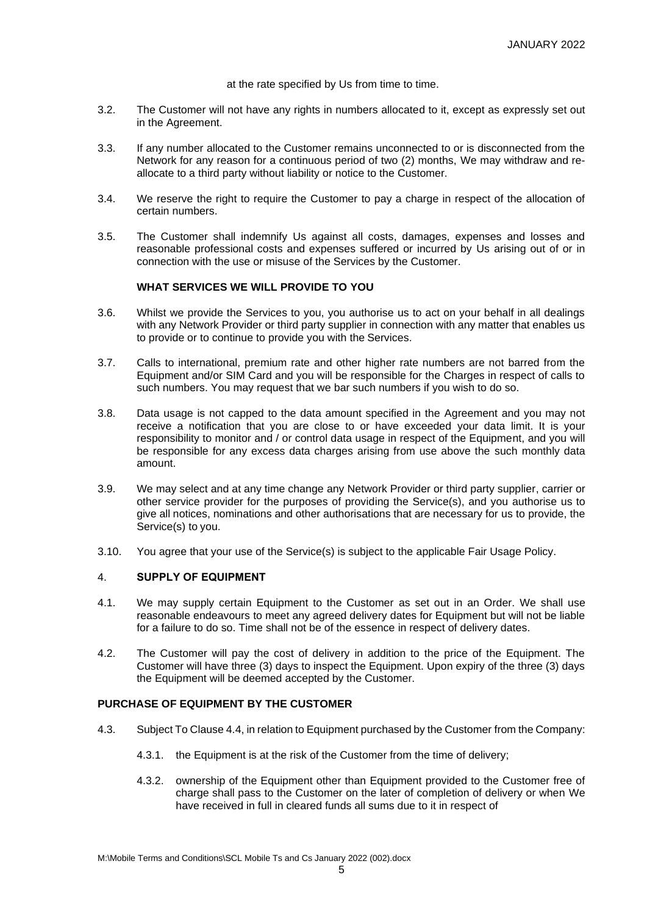at the rate specified by Us from time to time.

3.2. The Customer will not have any rights in numbers allocated to it, except as expressly set out in the Agreement.

3.3. If any number allocated to the Customer remains unconnected to or is disconnected from the Network for any reason for a continuous period of two (2) months, We may withdraw and re-allocate to a third party without liability or notice to the Customer.

3.4. We reserve the right to require the Customer to pay a charge in respect of the allocation of certain numbers.

3.5. The Customer shall indemnify Us against all costs, damages, expenses and losses and reasonable professional costs and expenses suffered or incurred by Us arising out of or in connection with the use or misuse of the Services by the Customer.

**WHAT SERVICES WE WILL PROVIDE TO YOU**

3.6. Whilst we provide the Services to you, you authorise us to act on your behalf in all dealings with any Network Provider or third party supplier in connection with any matter that enables us to provide or to continue to provide you with the Services.

3.7. Calls to international, premium rate and other higher rate numbers are not barred from the Equipment and/or SIM Card and you will be responsible for the Charges in respect of calls to such numbers. You may request that we bar such numbers if you wish to do so.

3.8. Data usage is not capped to the data amount specified in the Agreement and you may not receive a notification that you are close to or have exceeded your data limit. It is your responsibility to monitor and / or control data usage in respect of the Equipment, and you will be responsible for any excess data charges arising from use above the such monthly data amount.

3.9. We may select and at any time change any Network Provider or third party supplier, carrier or other service provider for the purposes of providing the Service(s), and you authorise us to give all notices, nominations and other authorisations that are necessary for us to provide, the Service(s) to you.

3.10. You agree that your use of the Service(s) is subject to the applicable Fair Usage Policy.

4. **SUPPLY OF EQUIPMENT**

4.1. We may supply certain Equipment to the Customer as set out in an Order. We shall use reasonable endeavours to meet any agreed delivery dates for Equipment but will not be liable for a failure to do so. Time shall not be of the essence in respect of delivery dates.

4.2. The Customer will pay the cost of delivery in addition to the price of the Equipment. The Customer will have three (3) days to inspect the Equipment. Upon expiry of the three (3) days the Equipment will be deemed accepted by the Customer.

**PURCHASE OF EQUIPMENT BY THE CUSTOMER**

4.3. Subject To Clause 4.4, in relation to Equipment purchased by the Customer from the Company:

4.3.1. the Equipment is at the risk of the Customer from the time of delivery;

4.3.2. ownership of the Equipment other than Equipment provided to the Customer free of charge shall pass to the Customer on the later of completion of delivery or when We have received in full in cleared funds all sums due to it in respect of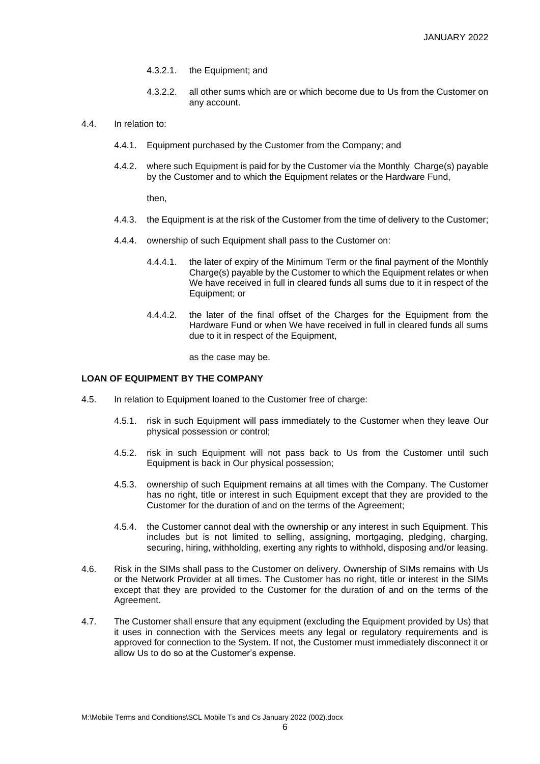4.3.2.1. the Equipment; and

4.3.2.2. all other sums which are or which become due to Us from the Customer on any account.

4.4. In relation to:

4.4.1. Equipment purchased by the Customer from the Company; and

4.4.2. where such Equipment is paid for by the Customer via the Monthly Charge(s) payable by the Customer and to which the Equipment relates or the Hardware Fund,

then,

4.4.3. the Equipment is at the risk of the Customer from the time of delivery to the Customer;

4.4.4. ownership of such Equipment shall pass to the Customer on:

4.4.4.1. the later of expiry of the Minimum Term or the final payment of the Monthly Charge(s) payable by the Customer to which the Equipment relates or when We have received in full in cleared funds all sums due to it in respect of the Equipment; or

4.4.4.2. the later of the final offset of the Charges for the Equipment from the Hardware Fund or when We have received in full in cleared funds all sums due to it in respect of the Equipment,

as the case may be.

**LOAN OF EQUIPMENT BY THE COMPANY**

4.5. In relation to Equipment loaned to the Customer free of charge:

4.5.1. risk in such Equipment will pass immediately to the Customer when they leave Our physical possession or control;

4.5.2. risk in such Equipment will not pass back to Us from the Customer until such Equipment is back in Our physical possession;

4.5.3. ownership of such Equipment remains at all times with the Company. The Customer has no right, title or interest in such Equipment except that they are provided to the Customer for the duration of and on the terms of the Agreement;

4.5.4. the Customer cannot deal with the ownership or any interest in such Equipment. This includes but is not limited to selling, assigning, mortgaging, pledging, charging, securing, hiring, withholding, exerting any rights to withhold, disposing and/or leasing.

4.6. Risk in the SIMs shall pass to the Customer on delivery. Ownership of SIMs remains with Us or the Network Provider at all times. The Customer has no right, title or interest in the SIMs except that they are provided to the Customer for the duration of and on the terms of the Agreement.

4.7. The Customer shall ensure that any equipment (excluding the Equipment provided by Us) that it uses in connection with the Services meets any legal or regulatory requirements and is approved for connection to the System. If not, the Customer must immediately disconnect it or allow Us to do so at the Customer's expense.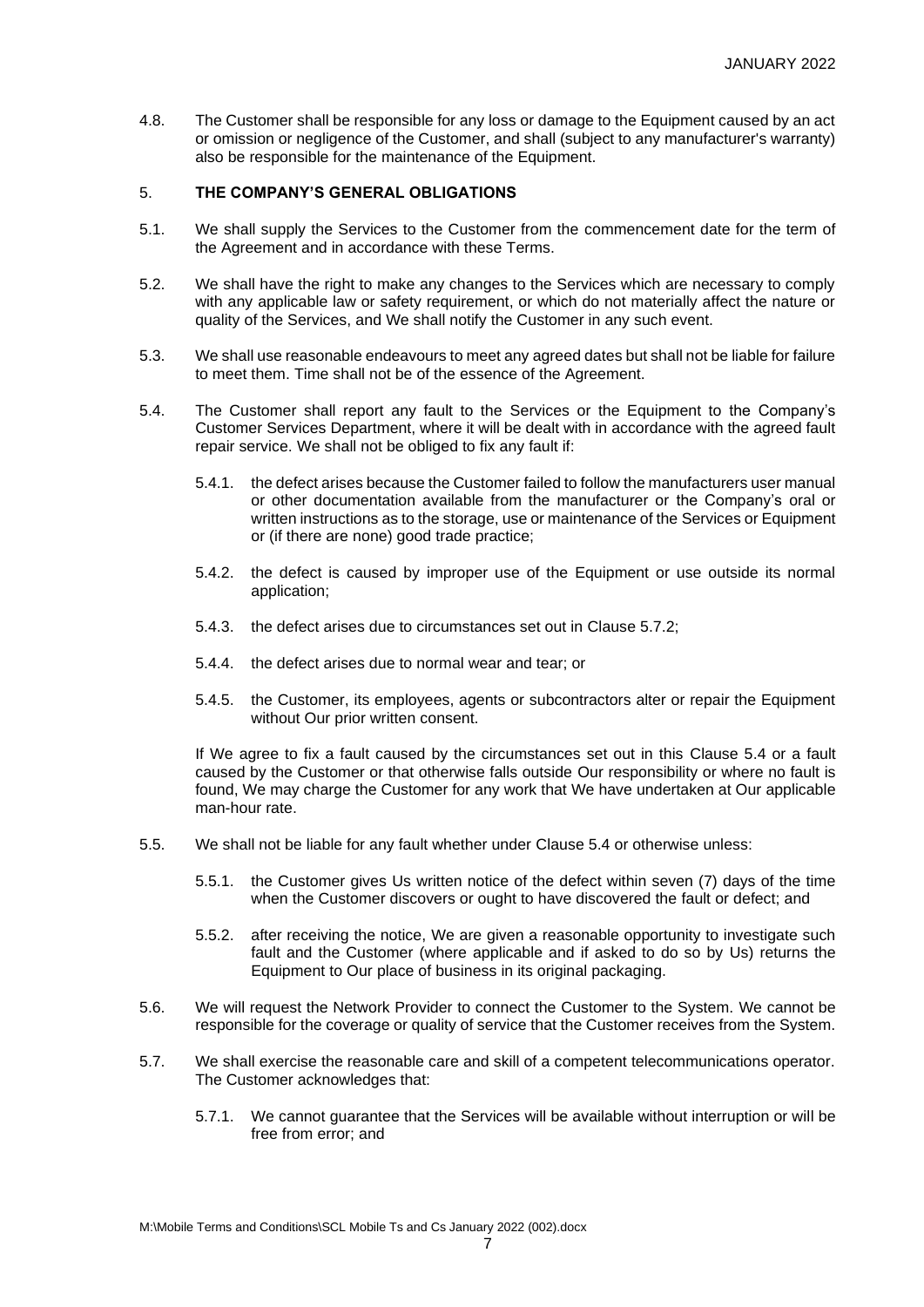4.8. The Customer shall be responsible for any loss or damage to the Equipment caused by an act or omission or negligence of the Customer, and shall (subject to any manufacturer's warranty) also be responsible for the maintenance of the Equipment.

## 5. THE COMPANY'S GENERAL OBLIGATIONS

5.1. We shall supply the Services to the Customer from the commencement date for the term of the Agreement and in accordance with these Terms.

5.2. We shall have the right to make any changes to the Services which are necessary to comply with any applicable law or safety requirement, or which do not materially affect the nature or quality of the Services, and We shall notify the Customer in any such event.

5.3. We shall use reasonable endeavours to meet any agreed dates but shall not be liable for failure to meet them. Time shall not be of the essence of the Agreement.

5.4. The Customer shall report any fault to the Services or the Equipment to the Company's Customer Services Department, where it will be dealt with in accordance with the agreed fault repair service. We shall not be obliged to fix any fault if:

- 5.4.1. the defect arises because the Customer failed to follow the manufacturers user manual or other documentation available from the manufacturer or the Company's oral or written instructions as to the storage, use or maintenance of the Services or Equipment or (if there are none) good trade practice;
- 5.4.2. the defect is caused by improper use of the Equipment or use outside its normal application;
- 5.4.3. the defect arises due to circumstances set out in Clause 5.7.2;
- 5.4.4. the defect arises due to normal wear and tear; or
- 5.4.5. the Customer, its employees, agents or subcontractors alter or repair the Equipment without Our prior written consent.

If We agree to fix a fault caused by the circumstances set out in this Clause 5.4 or a fault caused by the Customer or that otherwise falls outside Our responsibility or where no fault is found, We may charge the Customer for any work that We have undertaken at Our applicable man-hour rate.

5.5. We shall not be liable for any fault whether under Clause 5.4 or otherwise unless:

- 5.5.1. the Customer gives Us written notice of the defect within seven (7) days of the time when the Customer discovers or ought to have discovered the fault or defect; and
- 5.5.2. after receiving the notice, We are given a reasonable opportunity to investigate such fault and the Customer (where applicable and if asked to do so by Us) returns the Equipment to Our place of business in its original packaging.

5.6. We will request the Network Provider to connect the Customer to the System. We cannot be responsible for the coverage or quality of service that the Customer receives from the System.

5.7. We shall exercise the reasonable care and skill of a competent telecommunications operator. The Customer acknowledges that:

- 5.7.1. We cannot guarantee that the Services will be available without interruption or will be free from error; and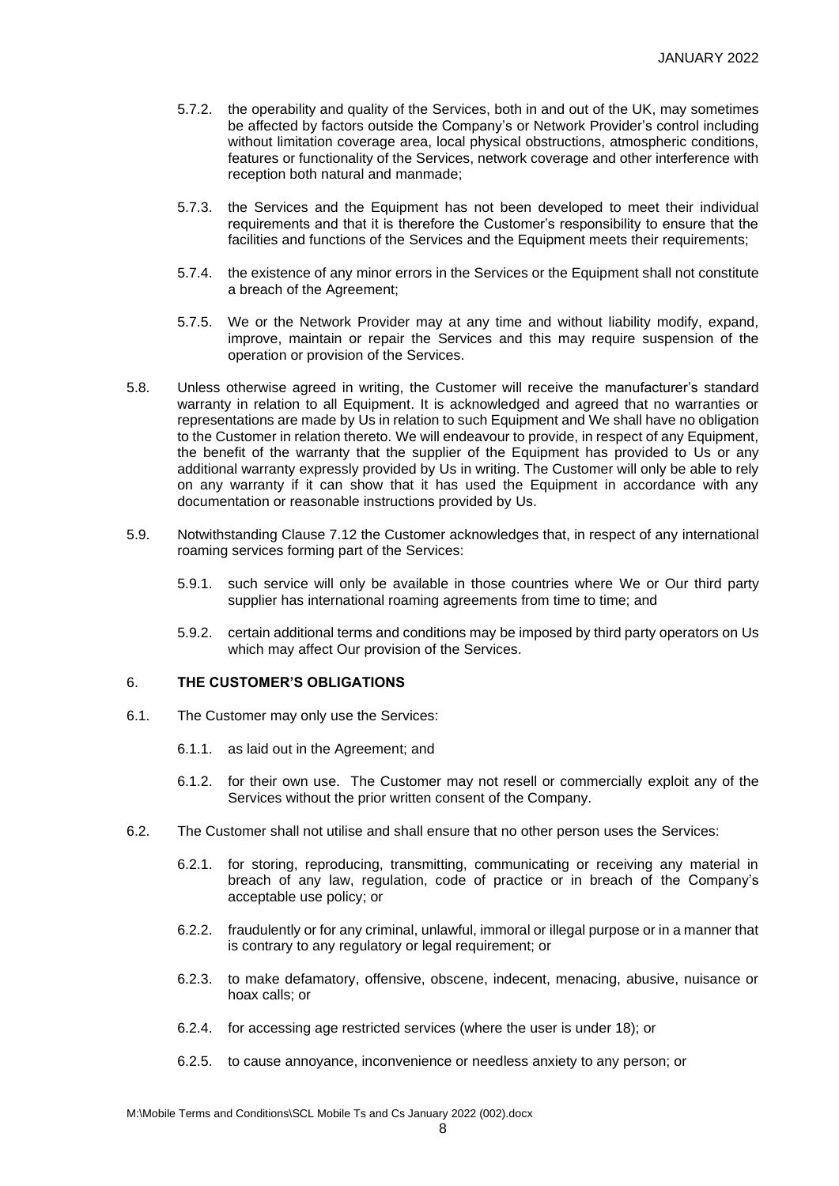5.7.2. the operability and quality of the Services, both in and out of the UK, may sometimes be affected by factors outside the Company's or Network Provider's control including without limitation coverage area, local physical obstructions, atmospheric conditions, features or functionality of the Services, network coverage and other interference with reception both natural and manmade;

5.7.3. the Services and the Equipment has not been developed to meet their individual requirements and that it is therefore the Customer's responsibility to ensure that the facilities and functions of the Services and the Equipment meets their requirements;

5.7.4. the existence of any minor errors in the Services or the Equipment shall not constitute a breach of the Agreement;

5.7.5. We or the Network Provider may at any time and without liability modify, expand, improve, maintain or repair the Services and this may require suspension of the operation or provision of the Services.

5.8. Unless otherwise agreed in writing, the Customer will receive the manufacturer's standard warranty in relation to all Equipment. It is acknowledged and agreed that no warranties or representations are made by Us in relation to such Equipment and We shall have no obligation to the Customer in relation thereto. We will endeavour to provide, in respect of any Equipment, the benefit of the warranty that the supplier of the Equipment has provided to Us or any additional warranty expressly provided by Us in writing. The Customer will only be able to rely on any warranty if it can show that it has used the Equipment in accordance with any documentation or reasonable instructions provided by Us.

5.9. Notwithstanding Clause 7.12 the Customer acknowledges that, in respect of any international roaming services forming part of the Services:

5.9.1. such service will only be available in those countries where We or Our third party supplier has international roaming agreements from time to time; and

5.9.2. certain additional terms and conditions may be imposed by third party operators on Us which may affect Our provision of the Services.

## 6. THE CUSTOMER'S OBLIGATIONS

6.1. The Customer may only use the Services:

6.1.1. as laid out in the Agreement; and

6.1.2. for their own use. The Customer may not resell or commercially exploit any of the Services without the prior written consent of the Company.

6.2. The Customer shall not utilise and shall ensure that no other person uses the Services:

6.2.1. for storing, reproducing, transmitting, communicating or receiving any material in breach of any law, regulation, code of practice or in breach of the Company's acceptable use policy; or

6.2.2. fraudulently or for any criminal, unlawful, immoral or illegal purpose or in a manner that is contrary to any regulatory or legal requirement; or

6.2.3. to make defamatory, offensive, obscene, indecent, menacing, abusive, nuisance or hoax calls; or

6.2.4. for accessing age restricted services (where the user is under 18); or

6.2.5. to cause annoyance, inconvenience or needless anxiety to any person; or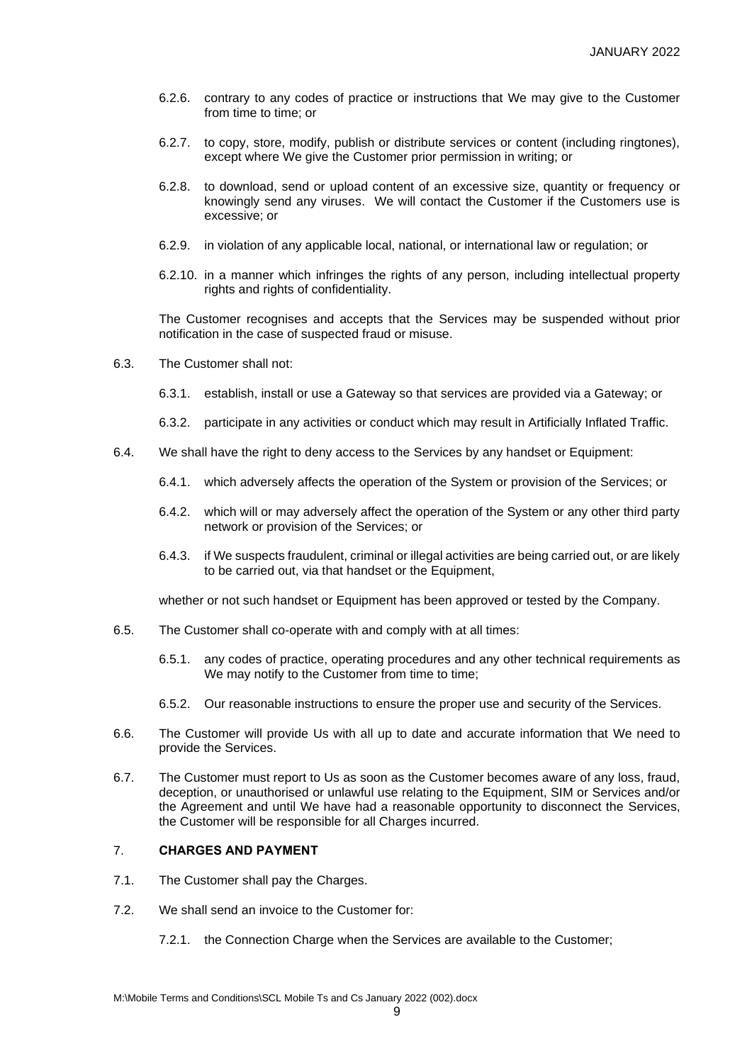6.2.6. contrary to any codes of practice or instructions that We may give to the Customer from time to time; or

6.2.7. to copy, store, modify, publish or distribute services or content (including ringtones), except where We give the Customer prior permission in writing; or

6.2.8. to download, send or upload content of an excessive size, quantity or frequency or knowingly send any viruses. We will contact the Customer if the Customers use is excessive; or

6.2.9. in violation of any applicable local, national, or international law or regulation; or

6.2.10. in a manner which infringes the rights of any person, including intellectual property rights and rights of confidentiality.

The Customer recognises and accepts that the Services may be suspended without prior notification in the case of suspected fraud or misuse.

6.3. The Customer shall not:

6.3.1. establish, install or use a Gateway so that services are provided via a Gateway; or

6.3.2. participate in any activities or conduct which may result in Artificially Inflated Traffic.

6.4. We shall have the right to deny access to the Services by any handset or Equipment:

6.4.1. which adversely affects the operation of the System or provision of the Services; or

6.4.2. which will or may adversely affect the operation of the System or any other third party network or provision of the Services; or

6.4.3. if We suspects fraudulent, criminal or illegal activities are being carried out, or are likely to be carried out, via that handset or the Equipment,

whether or not such handset or Equipment has been approved or tested by the Company.

6.5. The Customer shall co-operate with and comply with at all times:

6.5.1. any codes of practice, operating procedures and any other technical requirements as We may notify to the Customer from time to time;

6.5.2. Our reasonable instructions to ensure the proper use and security of the Services.

6.6. The Customer will provide Us with all up to date and accurate information that We need to provide the Services.

6.7. The Customer must report to Us as soon as the Customer becomes aware of any loss, fraud, deception, or unauthorised or unlawful use relating to the Equipment, SIM or Services and/or the Agreement and until We have had a reasonable opportunity to disconnect the Services, the Customer will be responsible for all Charges incurred.

## 7. **CHARGES AND PAYMENT**

7.1. The Customer shall pay the Charges.

7.2. We shall send an invoice to the Customer for:

7.2.1. the Connection Charge when the Services are available to the Customer;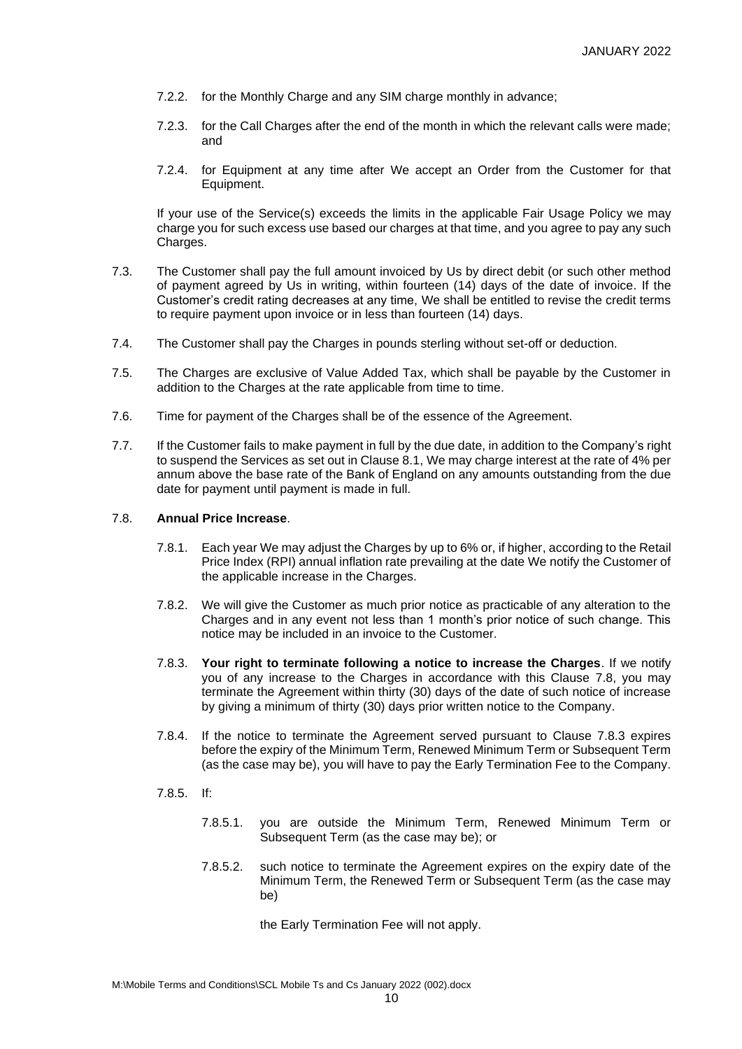7.2.2. for the Monthly Charge and any SIM charge monthly in advance;

7.2.3. for the Call Charges after the end of the month in which the relevant calls were made; and

7.2.4. for Equipment at any time after We accept an Order from the Customer for that Equipment.

If your use of the Service(s) exceeds the limits in the applicable Fair Usage Policy we may charge you for such excess use based our charges at that time, and you agree to pay any such Charges.

7.3. The Customer shall pay the full amount invoiced by Us by direct debit (or such other method of payment agreed by Us in writing, within fourteen (14) days of the date of invoice. If the Customer's credit rating decreases at any time, We shall be entitled to revise the credit terms to require payment upon invoice or in less than fourteen (14) days.

7.4. The Customer shall pay the Charges in pounds sterling without set-off or deduction.

7.5. The Charges are exclusive of Value Added Tax, which shall be payable by the Customer in addition to the Charges at the rate applicable from time to time.

7.6. Time for payment of the Charges shall be of the essence of the Agreement.

7.7. If the Customer fails to make payment in full by the due date, in addition to the Company's right to suspend the Services as set out in Clause 8.1, We may charge interest at the rate of 4% per annum above the base rate of the Bank of England on any amounts outstanding from the due date for payment until payment is made in full.

7.8. **Annual Price Increase**.

7.8.1. Each year We may adjust the Charges by up to 6% or, if higher, according to the Retail Price Index (RPI) annual inflation rate prevailing at the date We notify the Customer of the applicable increase in the Charges.

7.8.2. We will give the Customer as much prior notice as practicable of any alteration to the Charges and in any event not less than 1 month's prior notice of such change. This notice may be included in an invoice to the Customer.

7.8.3. **Your right to terminate following a notice to increase the Charges**. If we notify you of any increase to the Charges in accordance with this Clause 7.8, you may terminate the Agreement within thirty (30) days of the date of such notice of increase by giving a minimum of thirty (30) days prior written notice to the Company.

7.8.4. If the notice to terminate the Agreement served pursuant to Clause 7.8.3 expires before the expiry of the Minimum Term, Renewed Minimum Term or Subsequent Term (as the case may be), you will have to pay the Early Termination Fee to the Company.

7.8.5. If:

7.8.5.1. you are outside the Minimum Term, Renewed Minimum Term or Subsequent Term (as the case may be); or

7.8.5.2. such notice to terminate the Agreement expires on the expiry date of the Minimum Term, the Renewed Term or Subsequent Term (as the case may be)

the Early Termination Fee will not apply.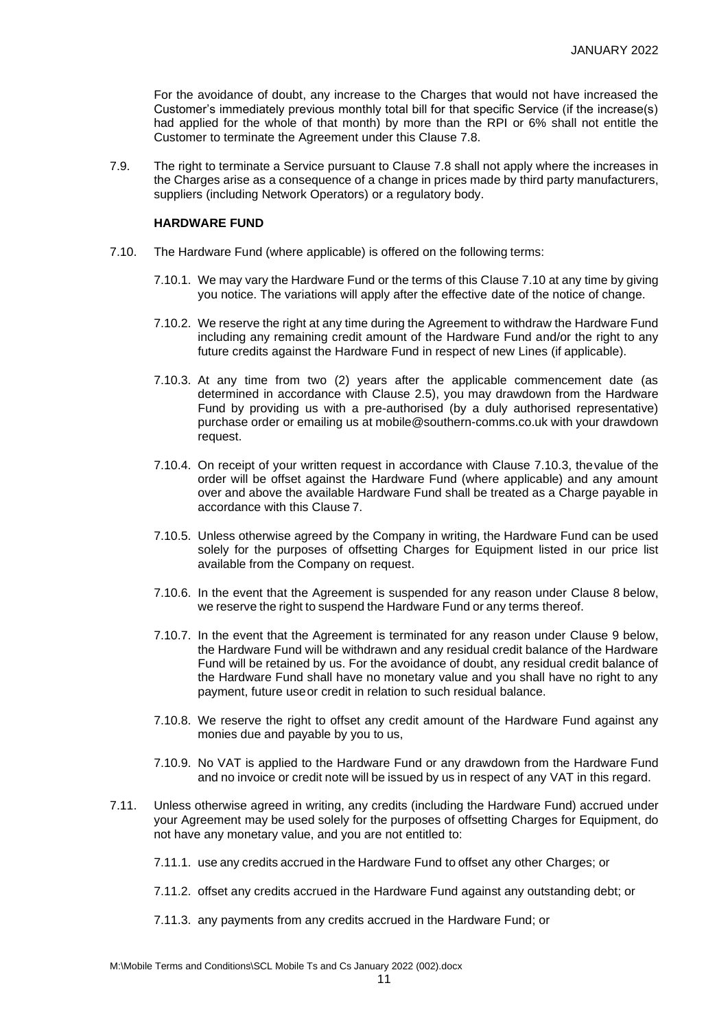For the avoidance of doubt, any increase to the Charges that would not have increased the Customer's immediately previous monthly total bill for that specific Service (if the increase(s) had applied for the whole of that month) by more than the RPI or 6% shall not entitle the Customer to terminate the Agreement under this Clause 7.8.

7.9. The right to terminate a Service pursuant to Clause 7.8 shall not apply where the increases in the Charges arise as a consequence of a change in prices made by third party manufacturers, suppliers (including Network Operators) or a regulatory body.

**HARDWARE FUND**

7.10. The Hardware Fund (where applicable) is offered on the following terms:

7.10.1. We may vary the Hardware Fund or the terms of this Clause 7.10 at any time by giving you notice. The variations will apply after the effective date of the notice of change.

7.10.2. We reserve the right at any time during the Agreement to withdraw the Hardware Fund including any remaining credit amount of the Hardware Fund and/or the right to any future credits against the Hardware Fund in respect of new Lines (if applicable).

7.10.3. At any time from two (2) years after the applicable commencement date (as determined in accordance with Clause 2.5), you may drawdown from the Hardware Fund by providing us with a pre-authorised (by a duly authorised representative) purchase order or emailing us at mobile@southern-comms.co.uk with your drawdown request.

7.10.4. On receipt of your written request in accordance with Clause 7.10.3, the value of the order will be offset against the Hardware Fund (where applicable) and any amount over and above the available Hardware Fund shall be treated as a Charge payable in accordance with this Clause 7.

7.10.5. Unless otherwise agreed by the Company in writing, the Hardware Fund can be used solely for the purposes of offsetting Charges for Equipment listed in our price list available from the Company on request.

7.10.6. In the event that the Agreement is suspended for any reason under Clause 8 below, we reserve the right to suspend the Hardware Fund or any terms thereof.

7.10.7. In the event that the Agreement is terminated for any reason under Clause 9 below, the Hardware Fund will be withdrawn and any residual credit balance of the Hardware Fund will be retained by us. For the avoidance of doubt, any residual credit balance of the Hardware Fund shall have no monetary value and you shall have no right to any payment, future use or credit in relation to such residual balance.

7.10.8. We reserve the right to offset any credit amount of the Hardware Fund against any monies due and payable by you to us,

7.10.9. No VAT is applied to the Hardware Fund or any drawdown from the Hardware Fund and no invoice or credit note will be issued by us in respect of any VAT in this regard.

7.11. Unless otherwise agreed in writing, any credits (including the Hardware Fund) accrued under your Agreement may be used solely for the purposes of offsetting Charges for Equipment, do not have any monetary value, and you are not entitled to:

7.11.1. use any credits accrued in the Hardware Fund to offset any other Charges; or

7.11.2. offset any credits accrued in the Hardware Fund against any outstanding debt; or

7.11.3. any payments from any credits accrued in the Hardware Fund; or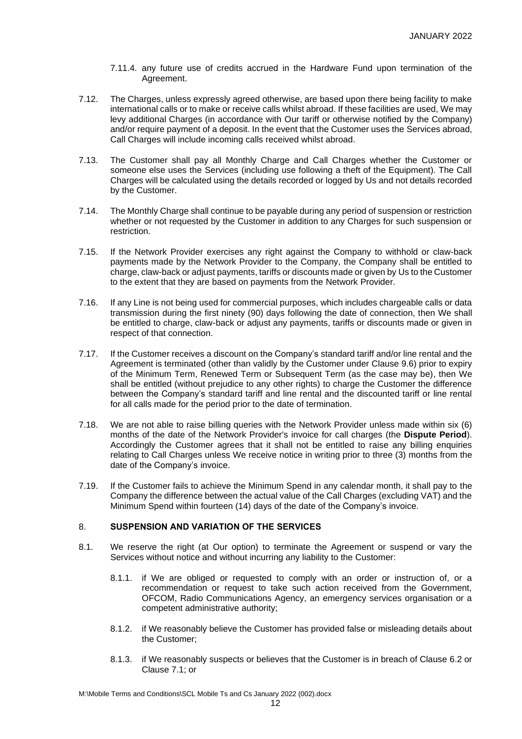7.11.4. any future use of credits accrued in the Hardware Fund upon termination of the Agreement.

7.12. The Charges, unless expressly agreed otherwise, are based upon there being facility to make international calls or to make or receive calls whilst abroad. If these facilities are used, We may levy additional Charges (in accordance with Our tariff or otherwise notified by the Company) and/or require payment of a deposit. In the event that the Customer uses the Services abroad, Call Charges will include incoming calls received whilst abroad.

7.13. The Customer shall pay all Monthly Charge and Call Charges whether the Customer or someone else uses the Services (including use following a theft of the Equipment). The Call Charges will be calculated using the details recorded or logged by Us and not details recorded by the Customer.

7.14. The Monthly Charge shall continue to be payable during any period of suspension or restriction whether or not requested by the Customer in addition to any Charges for such suspension or restriction.

7.15. If the Network Provider exercises any right against the Company to withhold or claw-back payments made by the Network Provider to the Company, the Company shall be entitled to charge, claw-back or adjust payments, tariffs or discounts made or given by Us to the Customer to the extent that they are based on payments from the Network Provider.

7.16. If any Line is not being used for commercial purposes, which includes chargeable calls or data transmission during the first ninety (90) days following the date of connection, then We shall be entitled to charge, claw-back or adjust any payments, tariffs or discounts made or given in respect of that connection.

7.17. If the Customer receives a discount on the Company's standard tariff and/or line rental and the Agreement is terminated (other than validly by the Customer under Clause 9.6) prior to expiry of the Minimum Term, Renewed Term or Subsequent Term (as the case may be), then We shall be entitled (without prejudice to any other rights) to charge the Customer the difference between the Company's standard tariff and line rental and the discounted tariff or line rental for all calls made for the period prior to the date of termination.

7.18. We are not able to raise billing queries with the Network Provider unless made within six (6) months of the date of the Network Provider's invoice for call charges (the **Dispute Period**). Accordingly the Customer agrees that it shall not be entitled to raise any billing enquiries relating to Call Charges unless We receive notice in writing prior to three (3) months from the date of the Company's invoice.

7.19. If the Customer fails to achieve the Minimum Spend in any calendar month, it shall pay to the Company the difference between the actual value of the Call Charges (excluding VAT) and the Minimum Spend within fourteen (14) days of the date of the Company's invoice.

## 8. SUSPENSION AND VARIATION OF THE SERVICES

8.1. We reserve the right (at Our option) to terminate the Agreement or suspend or vary the Services without notice and without incurring any liability to the Customer:

8.1.1. if We are obliged or requested to comply with an order or instruction of, or a recommendation or request to take such action received from the Government, OFCOM, Radio Communications Agency, an emergency services organisation or a competent administrative authority;

8.1.2. if We reasonably believe the Customer has provided false or misleading details about the Customer;

8.1.3. if We reasonably suspects or believes that the Customer is in breach of Clause 6.2 or Clause 7.1; or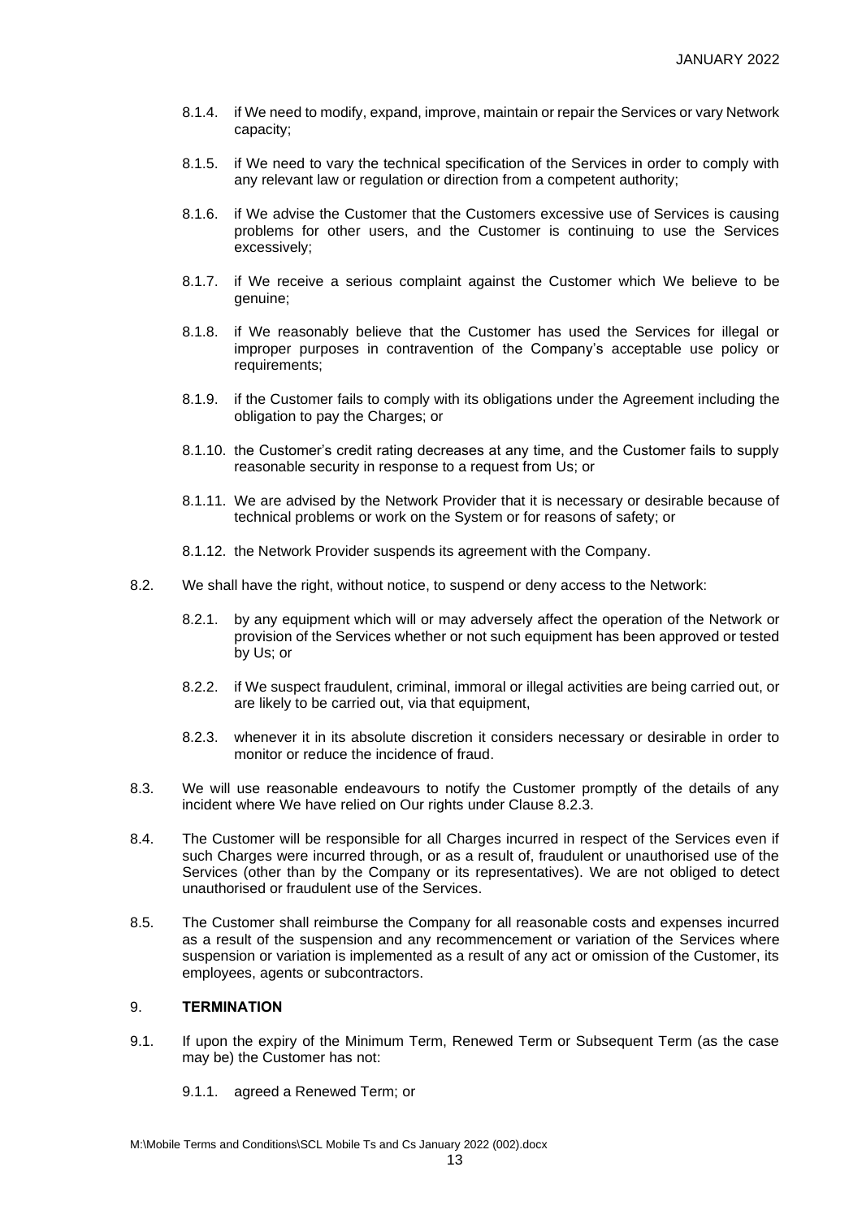8.1.4. if We need to modify, expand, improve, maintain or repair the Services or vary Network capacity;

8.1.5. if We need to vary the technical specification of the Services in order to comply with any relevant law or regulation or direction from a competent authority;

8.1.6. if We advise the Customer that the Customers excessive use of Services is causing problems for other users, and the Customer is continuing to use the Services excessively;

8.1.7. if We receive a serious complaint against the Customer which We believe to be genuine;

8.1.8. if We reasonably believe that the Customer has used the Services for illegal or improper purposes in contravention of the Company's acceptable use policy or requirements;

8.1.9. if the Customer fails to comply with its obligations under the Agreement including the obligation to pay the Charges; or

8.1.10. the Customer's credit rating decreases at any time, and the Customer fails to supply reasonable security in response to a request from Us; or

8.1.11. We are advised by the Network Provider that it is necessary or desirable because of technical problems or work on the System or for reasons of safety; or

8.1.12. the Network Provider suspends its agreement with the Company.

8.2. We shall have the right, without notice, to suspend or deny access to the Network:

8.2.1. by any equipment which will or may adversely affect the operation of the Network or provision of the Services whether or not such equipment has been approved or tested by Us; or

8.2.2. if We suspect fraudulent, criminal, immoral or illegal activities are being carried out, or are likely to be carried out, via that equipment,

8.2.3. whenever it in its absolute discretion it considers necessary or desirable in order to monitor or reduce the incidence of fraud.

8.3. We will use reasonable endeavours to notify the Customer promptly of the details of any incident where We have relied on Our rights under Clause 8.2.3.

8.4. The Customer will be responsible for all Charges incurred in respect of the Services even if such Charges were incurred through, or as a result of, fraudulent or unauthorised use of the Services (other than by the Company or its representatives). We are not obliged to detect unauthorised or fraudulent use of the Services.

8.5. The Customer shall reimburse the Company for all reasonable costs and expenses incurred as a result of the suspension and any recommencement or variation of the Services where suspension or variation is implemented as a result of any act or omission of the Customer, its employees, agents or subcontractors.

## 9. TERMINATION

9.1. If upon the expiry of the Minimum Term, Renewed Term or Subsequent Term (as the case may be) the Customer has not:

9.1.1. agreed a Renewed Term; or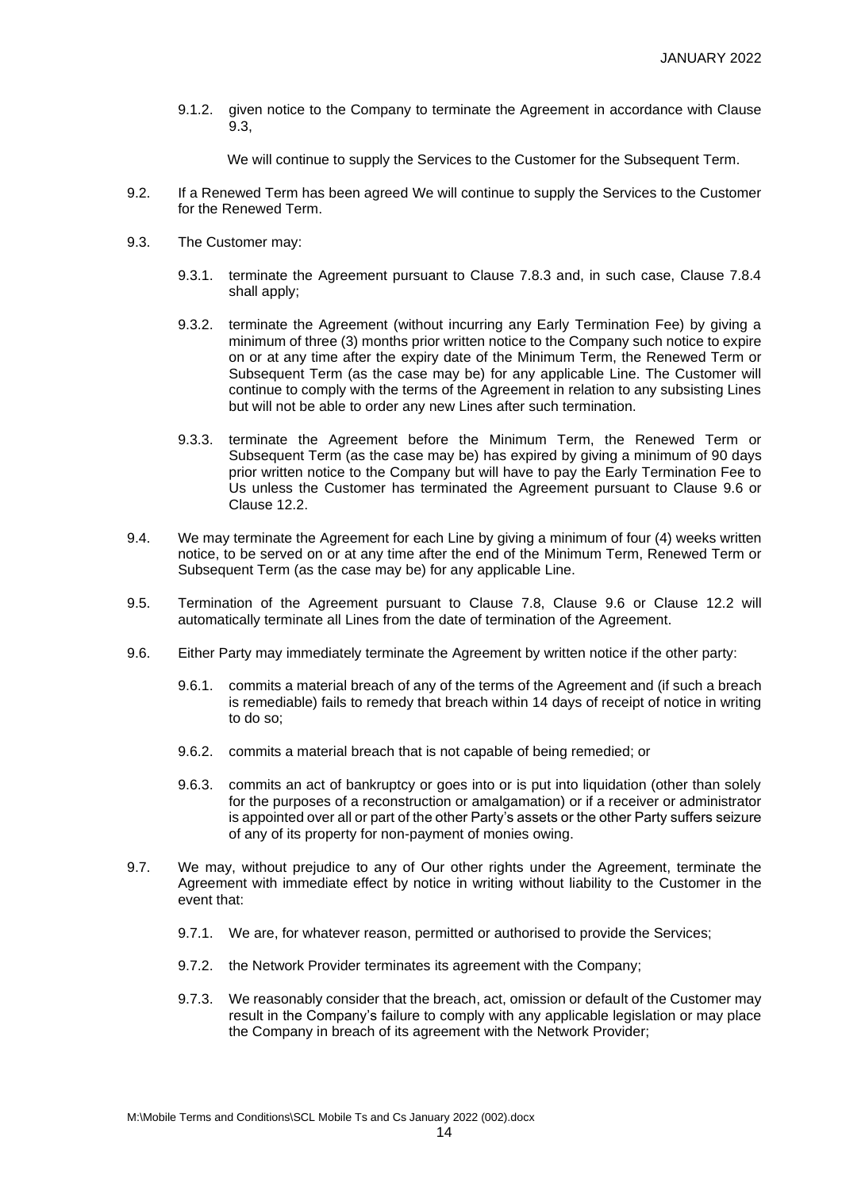9.1.2. given notice to the Company to terminate the Agreement in accordance with Clause 9.3,

We will continue to supply the Services to the Customer for the Subsequent Term.

9.2. If a Renewed Term has been agreed We will continue to supply the Services to the Customer for the Renewed Term.

9.3. The Customer may:

9.3.1. terminate the Agreement pursuant to Clause 7.8.3 and, in such case, Clause 7.8.4 shall apply;

9.3.2. terminate the Agreement (without incurring any Early Termination Fee) by giving a minimum of three (3) months prior written notice to the Company such notice to expire on or at any time after the expiry date of the Minimum Term, the Renewed Term or Subsequent Term (as the case may be) for any applicable Line. The Customer will continue to comply with the terms of the Agreement in relation to any subsisting Lines but will not be able to order any new Lines after such termination.

9.3.3. terminate the Agreement before the Minimum Term, the Renewed Term or Subsequent Term (as the case may be) has expired by giving a minimum of 90 days prior written notice to the Company but will have to pay the Early Termination Fee to Us unless the Customer has terminated the Agreement pursuant to Clause 9.6 or Clause 12.2.

9.4. We may terminate the Agreement for each Line by giving a minimum of four (4) weeks written notice, to be served on or at any time after the end of the Minimum Term, Renewed Term or Subsequent Term (as the case may be) for any applicable Line.

9.5. Termination of the Agreement pursuant to Clause 7.8, Clause 9.6 or Clause 12.2 will automatically terminate all Lines from the date of termination of the Agreement.

9.6. Either Party may immediately terminate the Agreement by written notice if the other party:

9.6.1. commits a material breach of any of the terms of the Agreement and (if such a breach is remediable) fails to remedy that breach within 14 days of receipt of notice in writing to do so;

9.6.2. commits a material breach that is not capable of being remedied; or

9.6.3. commits an act of bankruptcy or goes into or is put into liquidation (other than solely for the purposes of a reconstruction or amalgamation) or if a receiver or administrator is appointed over all or part of the other Party's assets or the other Party suffers seizure of any of its property for non-payment of monies owing.

9.7. We may, without prejudice to any of Our other rights under the Agreement, terminate the Agreement with immediate effect by notice in writing without liability to the Customer in the event that:

9.7.1. We are, for whatever reason, permitted or authorised to provide the Services;

9.7.2. the Network Provider terminates its agreement with the Company;

9.7.3. We reasonably consider that the breach, act, omission or default of the Customer may result in the Company's failure to comply with any applicable legislation or may place the Company in breach of its agreement with the Network Provider;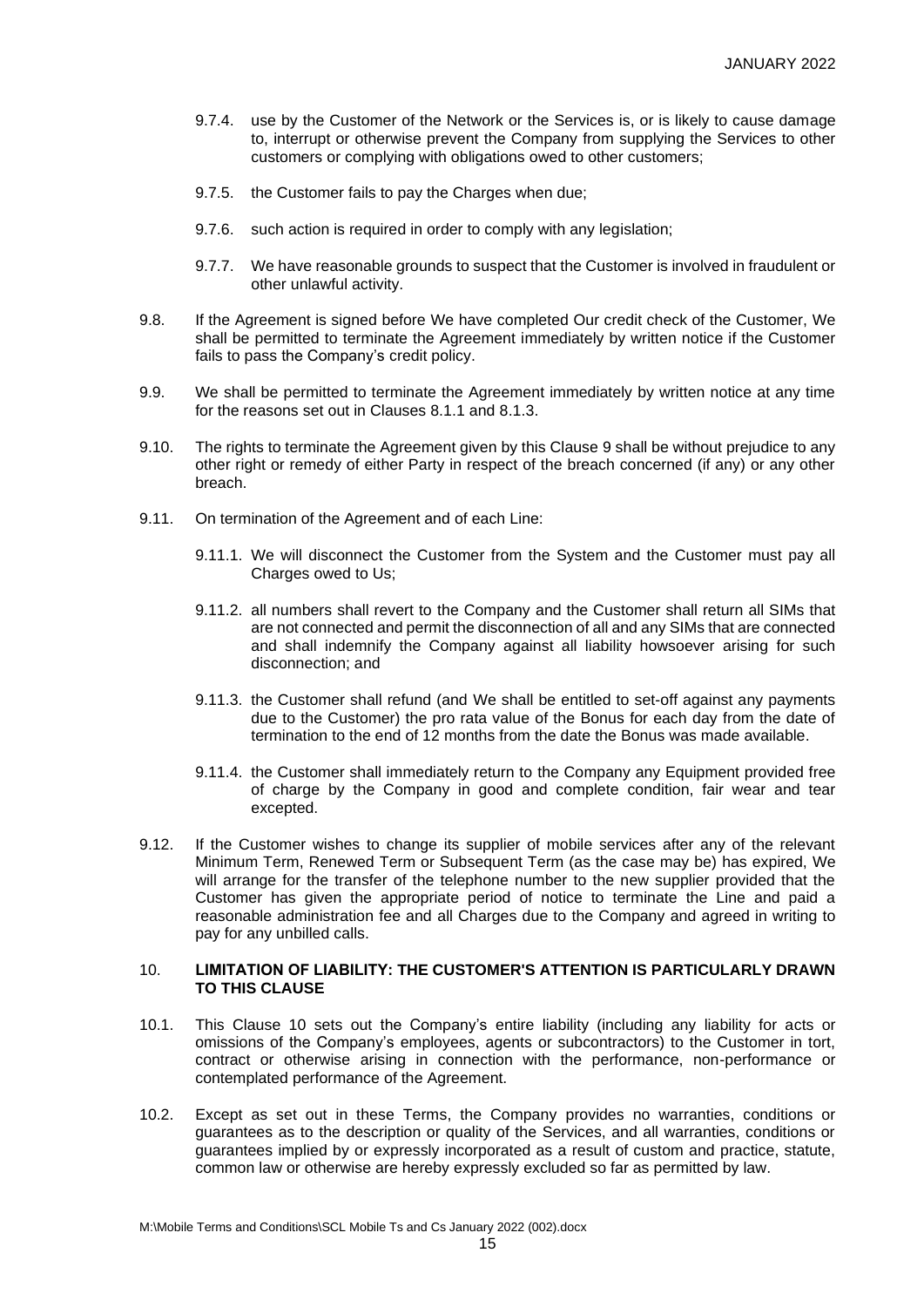9.7.4. use by the Customer of the Network or the Services is, or is likely to cause damage to, interrupt or otherwise prevent the Company from supplying the Services to other customers or complying with obligations owed to other customers;

9.7.5. the Customer fails to pay the Charges when due;

9.7.6. such action is required in order to comply with any legislation;

9.7.7. We have reasonable grounds to suspect that the Customer is involved in fraudulent or other unlawful activity.

9.8. If the Agreement is signed before We have completed Our credit check of the Customer, We shall be permitted to terminate the Agreement immediately by written notice if the Customer fails to pass the Company's credit policy.

9.9. We shall be permitted to terminate the Agreement immediately by written notice at any time for the reasons set out in Clauses 8.1.1 and 8.1.3.

9.10. The rights to terminate the Agreement given by this Clause 9 shall be without prejudice to any other right or remedy of either Party in respect of the breach concerned (if any) or any other breach.

9.11. On termination of the Agreement and of each Line:

9.11.1. We will disconnect the Customer from the System and the Customer must pay all Charges owed to Us;

9.11.2. all numbers shall revert to the Company and the Customer shall return all SIMs that are not connected and permit the disconnection of all and any SIMs that are connected and shall indemnify the Company against all liability howsoever arising for such disconnection; and

9.11.3. the Customer shall refund (and We shall be entitled to set-off against any payments due to the Customer) the pro rata value of the Bonus for each day from the date of termination to the end of 12 months from the date the Bonus was made available.

9.11.4. the Customer shall immediately return to the Company any Equipment provided free of charge by the Company in good and complete condition, fair wear and tear excepted.

9.12. If the Customer wishes to change its supplier of mobile services after any of the relevant Minimum Term, Renewed Term or Subsequent Term (as the case may be) has expired, We will arrange for the transfer of the telephone number to the new supplier provided that the Customer has given the appropriate period of notice to terminate the Line and paid a reasonable administration fee and all Charges due to the Company and agreed in writing to pay for any unbilled calls.

## 10. LIMITATION OF LIABILITY: THE CUSTOMER'S ATTENTION IS PARTICULARLY DRAWN TO THIS CLAUSE

10.1. This Clause 10 sets out the Company's entire liability (including any liability for acts or omissions of the Company's employees, agents or subcontractors) to the Customer in tort, contract or otherwise arising in connection with the performance, non-performance or contemplated performance of the Agreement.

10.2. Except as set out in these Terms, the Company provides no warranties, conditions or guarantees as to the description or quality of the Services, and all warranties, conditions or guarantees implied by or expressly incorporated as a result of custom and practice, statute, common law or otherwise are hereby expressly excluded so far as permitted by law.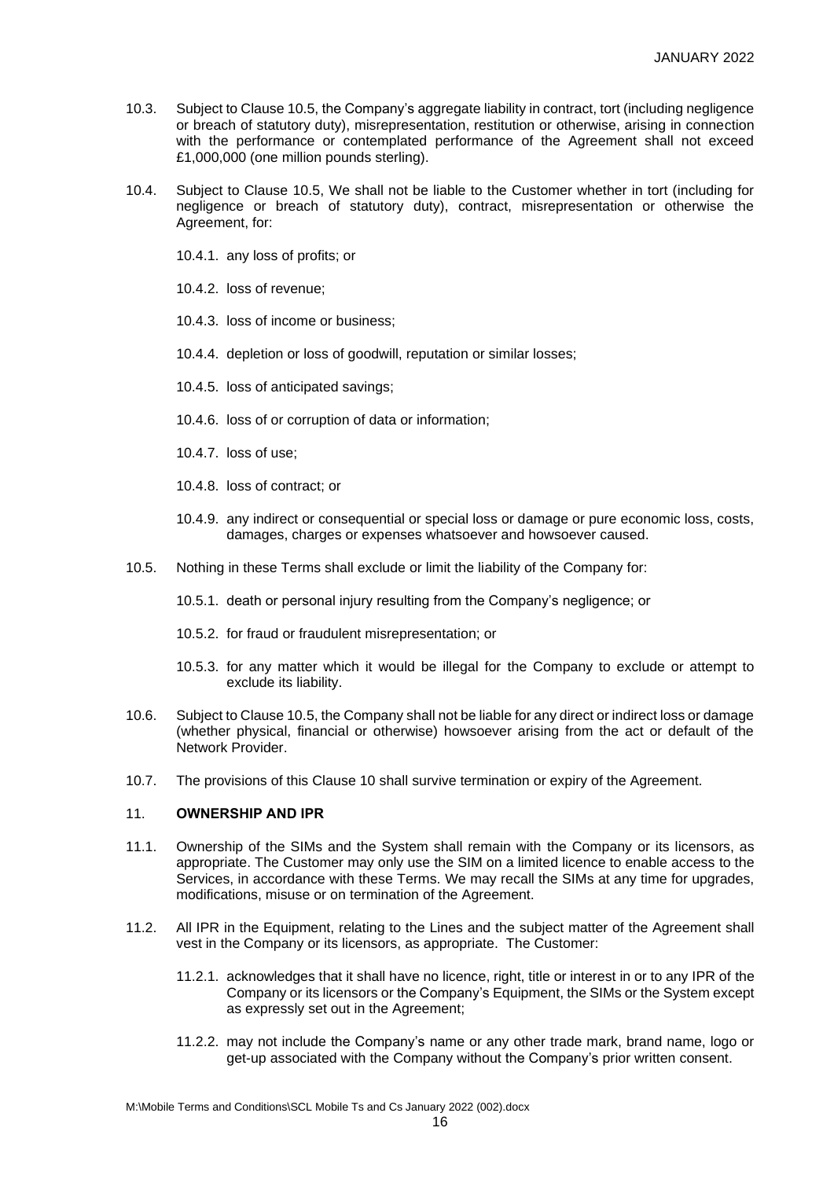10.3. Subject to Clause 10.5, the Company's aggregate liability in contract, tort (including negligence or breach of statutory duty), misrepresentation, restitution or otherwise, arising in connection with the performance or contemplated performance of the Agreement shall not exceed £1,000,000 (one million pounds sterling).

10.4. Subject to Clause 10.5, We shall not be liable to the Customer whether in tort (including for negligence or breach of statutory duty), contract, misrepresentation or otherwise the Agreement, for:

10.4.1. any loss of profits; or

10.4.2. loss of revenue;

10.4.3. loss of income or business;

10.4.4. depletion or loss of goodwill, reputation or similar losses;

10.4.5. loss of anticipated savings;

10.4.6. loss of or corruption of data or information;

10.4.7. loss of use;

10.4.8. loss of contract; or

10.4.9. any indirect or consequential or special loss or damage or pure economic loss, costs, damages, charges or expenses whatsoever and howsoever caused.

10.5. Nothing in these Terms shall exclude or limit the liability of the Company for:

10.5.1. death or personal injury resulting from the Company's negligence; or

10.5.2. for fraud or fraudulent misrepresentation; or

10.5.3. for any matter which it would be illegal for the Company to exclude or attempt to exclude its liability.

10.6. Subject to Clause 10.5, the Company shall not be liable for any direct or indirect loss or damage (whether physical, financial or otherwise) howsoever arising from the act or default of the Network Provider.

10.7. The provisions of this Clause 10 shall survive termination or expiry of the Agreement.

## 11. **OWNERSHIP AND IPR**

11.1. Ownership of the SIMs and the System shall remain with the Company or its licensors, as appropriate. The Customer may only use the SIM on a limited licence to enable access to the Services, in accordance with these Terms. We may recall the SIMs at any time for upgrades, modifications, misuse or on termination of the Agreement.

11.2. All IPR in the Equipment, relating to the Lines and the subject matter of the Agreement shall vest in the Company or its licensors, as appropriate. The Customer:

11.2.1. acknowledges that it shall have no licence, right, title or interest in or to any IPR of the Company or its licensors or the Company's Equipment, the SIMs or the System except as expressly set out in the Agreement;

11.2.2. may not include the Company's name or any other trade mark, brand name, logo or get-up associated with the Company without the Company's prior written consent.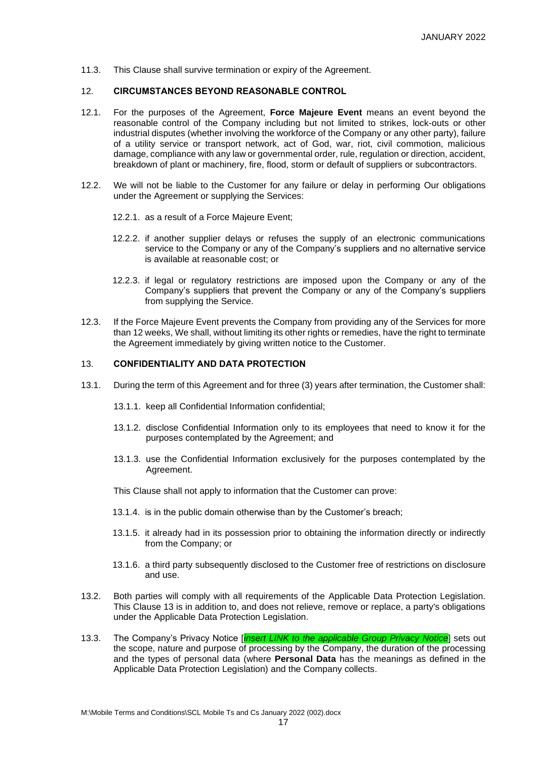11.3. This Clause shall survive termination or expiry of the Agreement.

## 12. CIRCUMSTANCES BEYOND REASONABLE CONTROL

12.1. For the purposes of the Agreement, **Force Majeure Event** means an event beyond the reasonable control of the Company including but not limited to strikes, lock-outs or other industrial disputes (whether involving the workforce of the Company or any other party), failure of a utility service or transport network, act of God, war, riot, civil commotion, malicious damage, compliance with any law or governmental order, rule, regulation or direction, accident, breakdown of plant or machinery, fire, flood, storm or default of suppliers or subcontractors.

12.2. We will not be liable to the Customer for any failure or delay in performing Our obligations under the Agreement or supplying the Services:

12.2.1. as a result of a Force Majeure Event;

12.2.2. if another supplier delays or refuses the supply of an electronic communications service to the Company or any of the Company's suppliers and no alternative service is available at reasonable cost; or

12.2.3. if legal or regulatory restrictions are imposed upon the Company or any of the Company's suppliers that prevent the Company or any of the Company's suppliers from supplying the Service.

12.3. If the Force Majeure Event prevents the Company from providing any of the Services for more than 12 weeks, We shall, without limiting its other rights or remedies, have the right to terminate the Agreement immediately by giving written notice to the Customer.

## 13. CONFIDENTIALITY AND DATA PROTECTION

13.1. During the term of this Agreement and for three (3) years after termination, the Customer shall:

13.1.1. keep all Confidential Information confidential;

13.1.2. disclose Confidential Information only to its employees that need to know it for the purposes contemplated by the Agreement; and

13.1.3. use the Confidential Information exclusively for the purposes contemplated by the Agreement.

This Clause shall not apply to information that the Customer can prove:

13.1.4. is in the public domain otherwise than by the Customer's breach;

13.1.5. it already had in its possession prior to obtaining the information directly or indirectly from the Company; or

13.1.6. a third party subsequently disclosed to the Customer free of restrictions on disclosure and use.

13.2. Both parties will comply with all requirements of the Applicable Data Protection Legislation. This Clause 13 is in addition to, and does not relieve, remove or replace, a party's obligations under the Applicable Data Protection Legislation.

13.3. The Company's Privacy Notice [*insert LINK to the applicable Group Privacy Notice*] sets out the scope, nature and purpose of processing by the Company, the duration of the processing and the types of personal data (where **Personal Data** has the meanings as defined in the Applicable Data Protection Legislation) and the Company collects.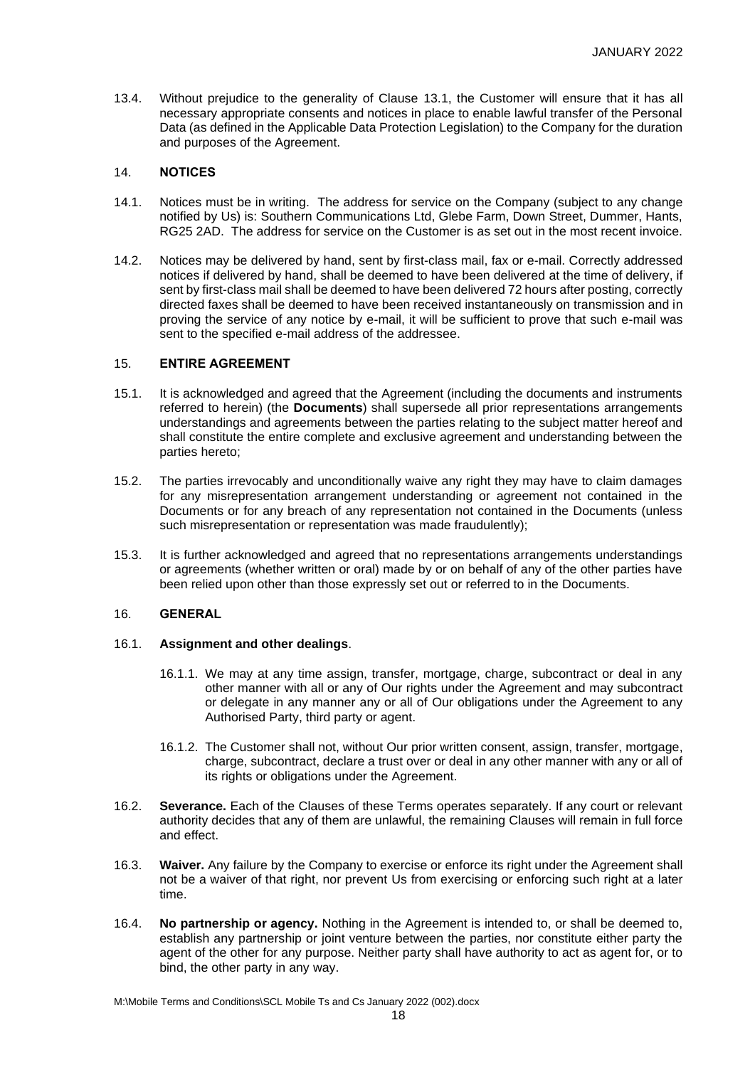13.4. Without prejudice to the generality of Clause 13.1, the Customer will ensure that it has all necessary appropriate consents and notices in place to enable lawful transfer of the Personal Data (as defined in the Applicable Data Protection Legislation) to the Company for the duration and purposes of the Agreement.

## 14. NOTICES

14.1. Notices must be in writing. The address for service on the Company (subject to any change notified by Us) is: Southern Communications Ltd, Glebe Farm, Down Street, Dummer, Hants, RG25 2AD. The address for service on the Customer is as set out in the most recent invoice.

14.2. Notices may be delivered by hand, sent by first-class mail, fax or e-mail. Correctly addressed notices if delivered by hand, shall be deemed to have been delivered at the time of delivery, if sent by first-class mail shall be deemed to have been delivered 72 hours after posting, correctly directed faxes shall be deemed to have been received instantaneously on transmission and in proving the service of any notice by e-mail, it will be sufficient to prove that such e-mail was sent to the specified e-mail address of the addressee.

## 15. ENTIRE AGREEMENT

15.1. It is acknowledged and agreed that the Agreement (including the documents and instruments referred to herein) (the **Documents**) shall supersede all prior representations arrangements understandings and agreements between the parties relating to the subject matter hereof and shall constitute the entire complete and exclusive agreement and understanding between the parties hereto;

15.2. The parties irrevocably and unconditionally waive any right they may have to claim damages for any misrepresentation arrangement understanding or agreement not contained in the Documents or for any breach of any representation not contained in the Documents (unless such misrepresentation or representation was made fraudulently);

15.3. It is further acknowledged and agreed that no representations arrangements understandings or agreements (whether written or oral) made by or on behalf of any of the other parties have been relied upon other than those expressly set out or referred to in the Documents.

## 16. GENERAL

16.1. **Assignment and other dealings**.

16.1.1. We may at any time assign, transfer, mortgage, charge, subcontract or deal in any other manner with all or any of Our rights under the Agreement and may subcontract or delegate in any manner any or all of Our obligations under the Agreement to any Authorised Party, third party or agent.

16.1.2. The Customer shall not, without Our prior written consent, assign, transfer, mortgage, charge, subcontract, declare a trust over or deal in any other manner with any or all of its rights or obligations under the Agreement.

16.2. **Severance.** Each of the Clauses of these Terms operates separately. If any court or relevant authority decides that any of them are unlawful, the remaining Clauses will remain in full force and effect.

16.3. **Waiver.** Any failure by the Company to exercise or enforce its right under the Agreement shall not be a waiver of that right, nor prevent Us from exercising or enforcing such right at a later time.

16.4. **No partnership or agency.** Nothing in the Agreement is intended to, or shall be deemed to, establish any partnership or joint venture between the parties, nor constitute either party the agent of the other for any purpose. Neither party shall have authority to act as agent for, or to bind, the other party in any way.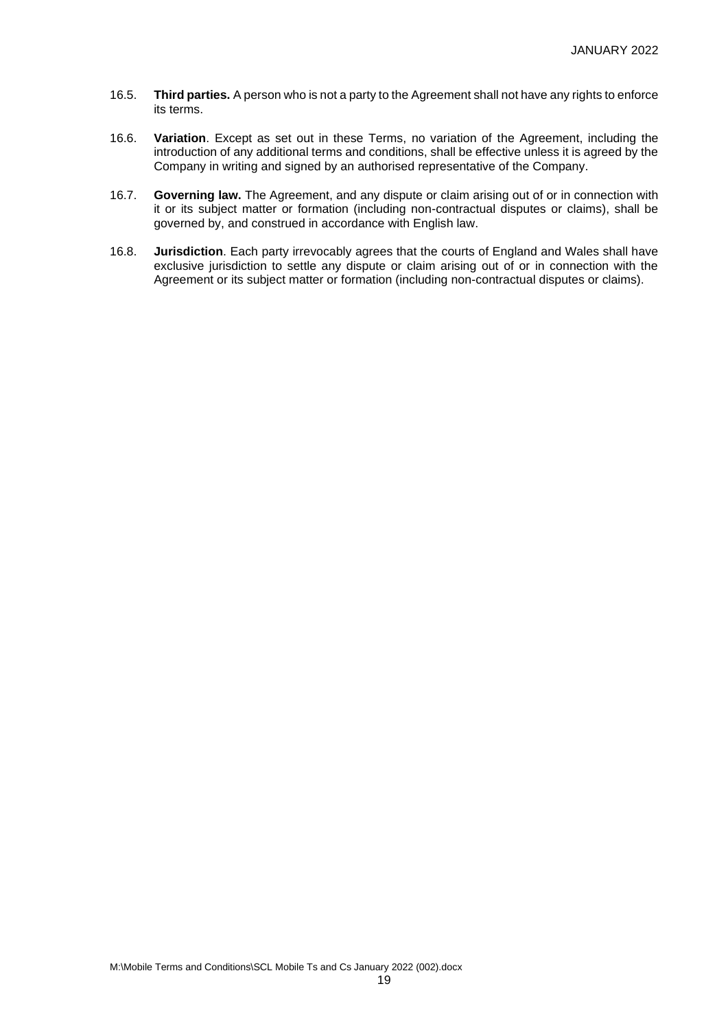16.5. **Third parties.** A person who is not a party to the Agreement shall not have any rights to enforce its terms.

16.6. **Variation**. Except as set out in these Terms, no variation of the Agreement, including the introduction of any additional terms and conditions, shall be effective unless it is agreed by the Company in writing and signed by an authorised representative of the Company.

16.7. **Governing law.** The Agreement, and any dispute or claim arising out of or in connection with it or its subject matter or formation (including non-contractual disputes or claims), shall be governed by, and construed in accordance with English law.

16.8. **Jurisdiction**. Each party irrevocably agrees that the courts of England and Wales shall have exclusive jurisdiction to settle any dispute or claim arising out of or in connection with the Agreement or its subject matter or formation (including non-contractual disputes or claims).